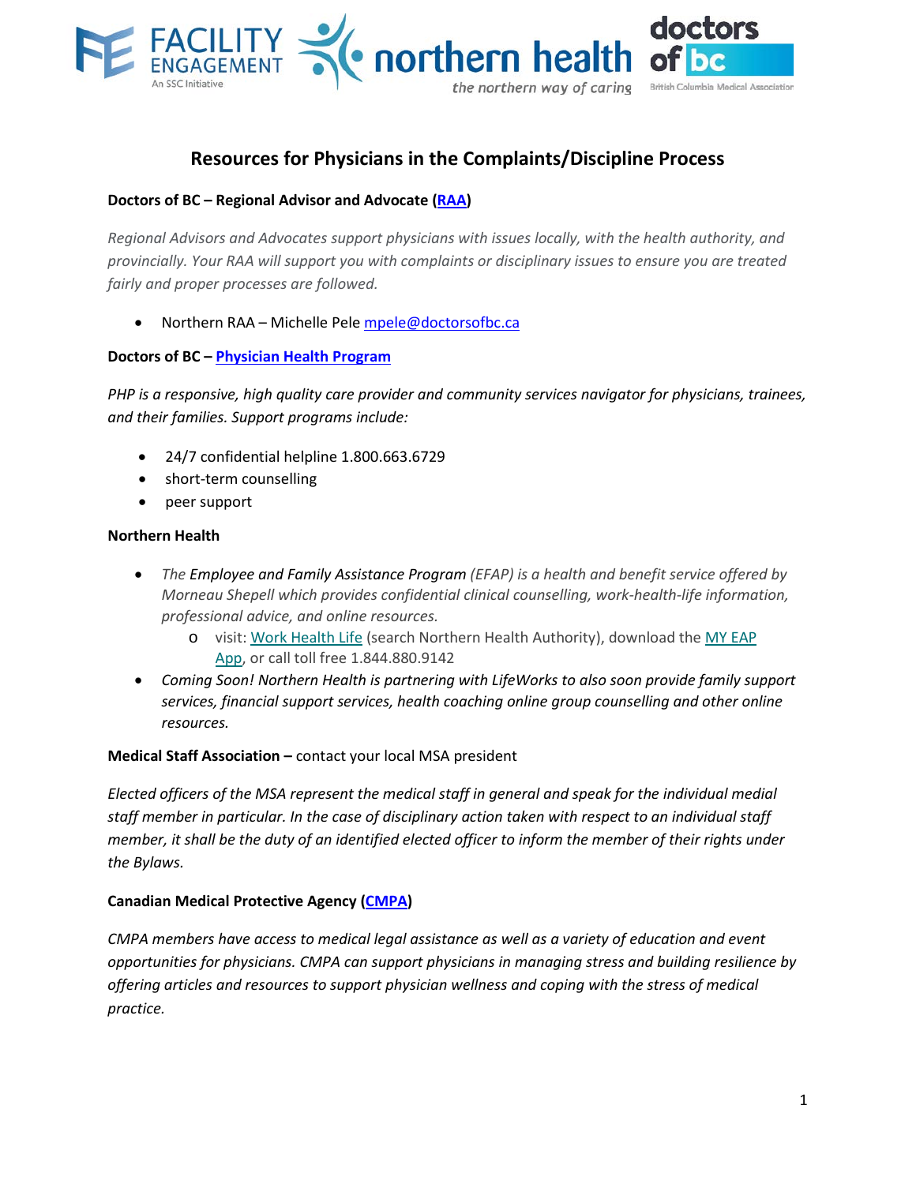# Resources for Physicians in the Complaints/Discipline Process

**Doctors of BC – Regional Advisor and Advocate (RAA)**

*Regional Advisors and Advocates support physicians with issues locally, with the health authority, and provincially. Your RAA will support you with complaints or disciplinary issues to ensure you are treated fairly and proper processes are followed.*

- Northern RAA – Michelle Pele mpele@doctorsofbc.ca

**Doctors of BC – Physician Health Program**

*PHP is a responsive, high quality care provider and community services navigator for physicians, trainees, and their families. Support programs include:*

- 24/7 confidential helpline 1.800.663.6729
- short-term counselling
- peer support

**Northern Health**

- *The* Employee and Family Assistance Program *(EFAP) is a health and benefit service offered by Morneau Shepell which provides confidential clinical counselling, work-health-life information, professional advice, and online resources.*
  - visit: Work Health Life (search Northern Health Authority), download the MY EAP App, or call toll free 1.844.880.9142
- *Coming Soon! Northern Health is partnering with LifeWorks to also soon provide family support services, financial support services, health coaching online group counselling and other online resources.*

**Medical Staff Association –** contact your local MSA president

*Elected officers of the MSA represent the medical staff in general and speak for the individual medial staff member in particular. In the case of disciplinary action taken with respect to an individual staff member, it shall be the duty of an identified elected officer to inform the member of their rights under the Bylaws.*

**Canadian Medical Protective Agency (CMPA)**

*CMPA members have access to medical legal assistance as well as a variety of education and event opportunities for physicians. CMPA can support physicians in managing stress and building resilience by offering articles and resources to support physician wellness and coping with the stress of medical practice.*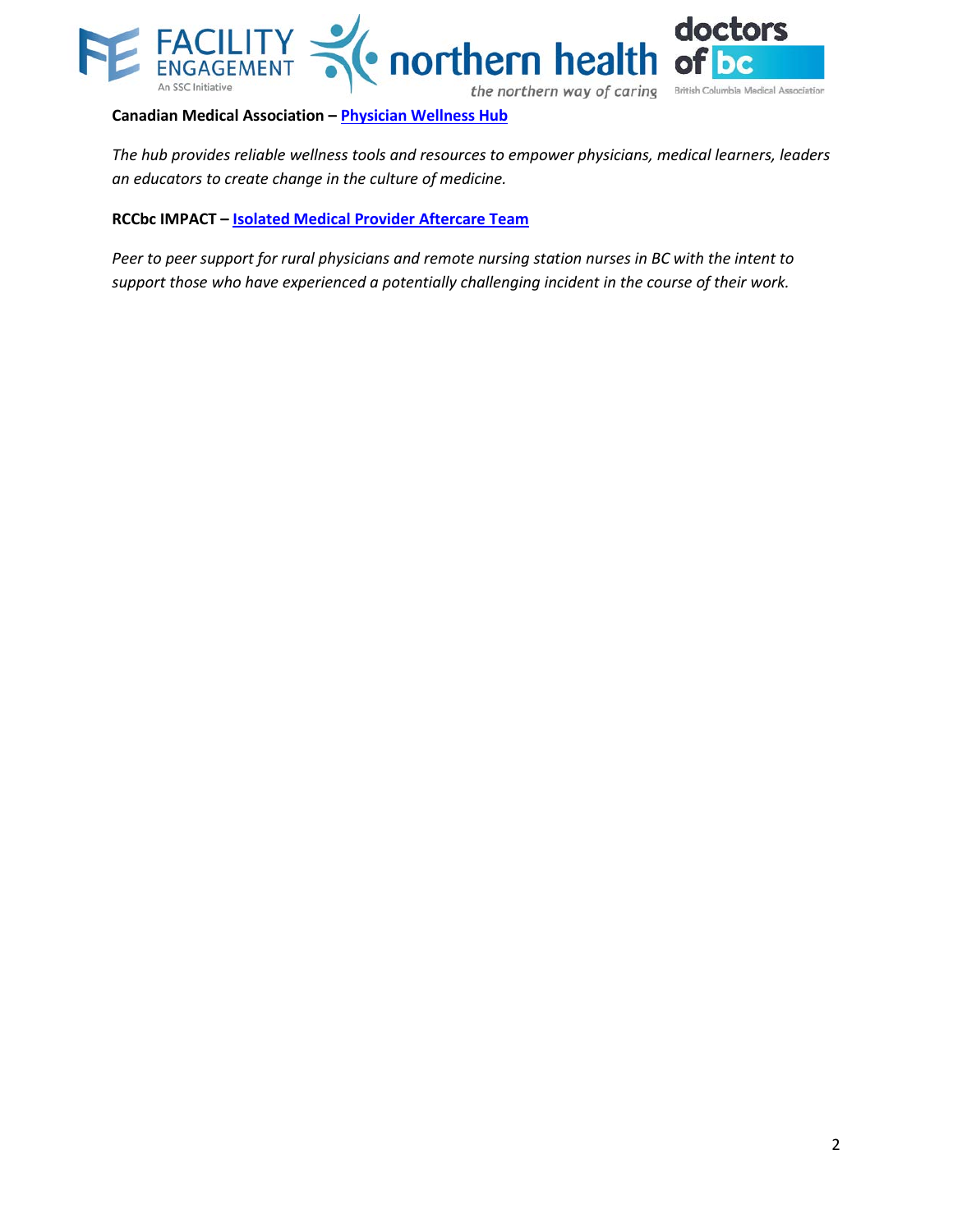**Canadian Medical Association – Physician Wellness Hub**

*The hub provides reliable wellness tools and resources to empower physicians, medical learners, leaders an educators to create change in the culture of medicine.*

**RCCbc IMPACT – Isolated Medical Provider Aftercare Team**

*Peer to peer support for rural physicians and remote nursing station nurses in BC with the intent to support those who have experienced a potentially challenging incident in the course of their work.*